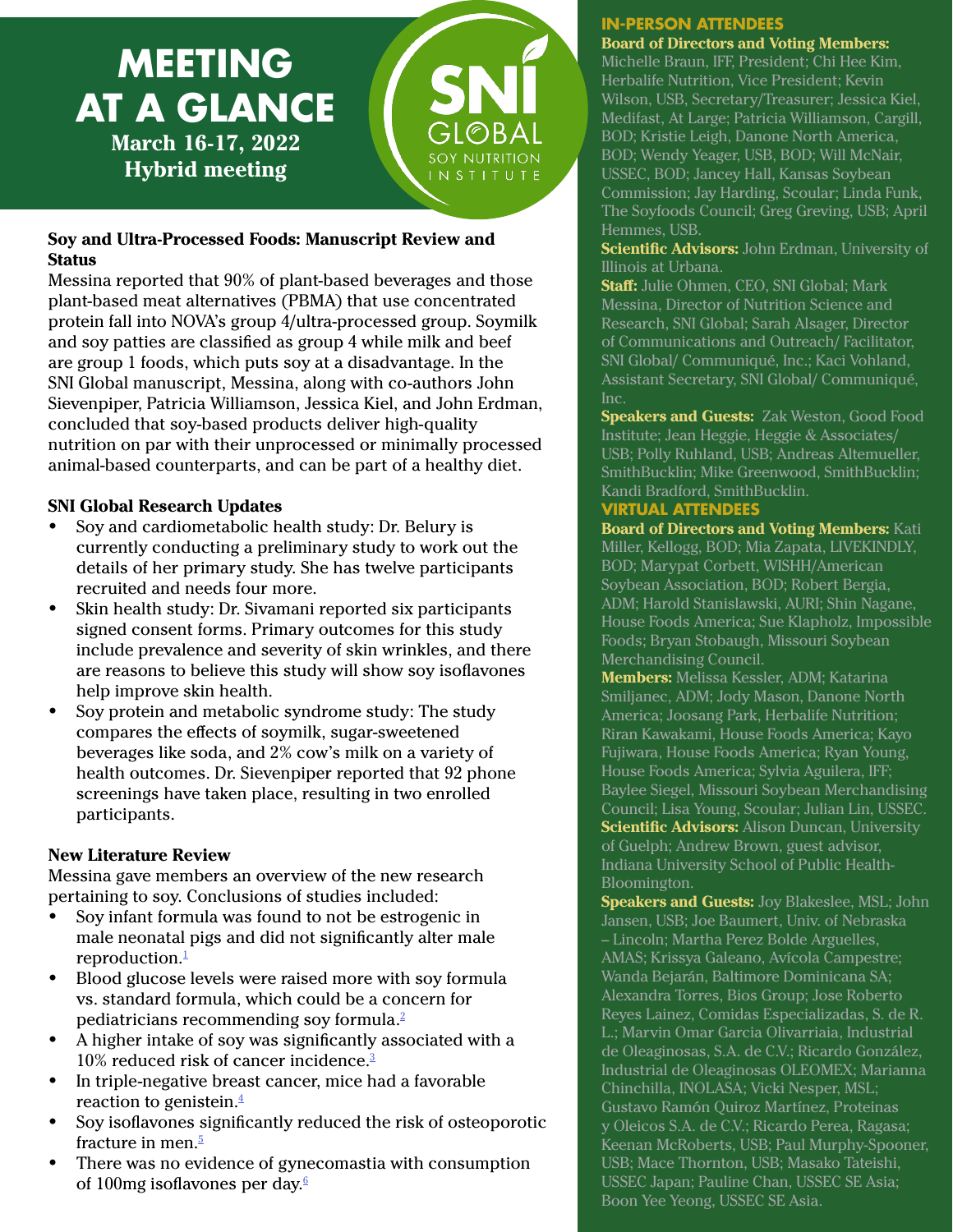# MEETING AT A GLANCE

**March 16-17, 2022**
**Hybrid meeting**

SNI GLOBAL SOY NUTRITION INSTITUTE

### Soy and Ultra-Processed Foods: Manuscript Review and Status

Messina reported that 90% of plant-based beverages and those plant-based meat alternatives (PBMA) that use concentrated protein fall into NOVA's group 4/ultra-processed group. Soymilk and soy patties are classified as group 4 while milk and beef are group 1 foods, which puts soy at a disadvantage. In the SNI Global manuscript, Messina, along with co-authors John Sievenpiper, Patricia Williamson, Jessica Kiel, and John Erdman, concluded that soy-based products deliver high-quality nutrition on par with their unprocessed or minimally processed animal-based counterparts, and can be part of a healthy diet.

### SNI Global Research Updates

- Soy and cardiometabolic health study: Dr. Belury is currently conducting a preliminary study to work out the details of her primary study. She has twelve participants recruited and needs four more.
- Skin health study: Dr. Sivamani reported six participants signed consent forms. Primary outcomes for this study include prevalence and severity of skin wrinkles, and there are reasons to believe this study will show soy isoflavones help improve skin health.
- Soy protein and metabolic syndrome study: The study compares the effects of soymilk, sugar-sweetened beverages like soda, and 2% cow's milk on a variety of health outcomes. Dr. Sievenpiper reported that 92 phone screenings have taken place, resulting in two enrolled participants.

### New Literature Review

Messina gave members an overview of the new research pertaining to soy. Conclusions of studies included:

- Soy infant formula was found to not be estrogenic in male neonatal pigs and did not significantly alter male reproduction.[1]
- Blood glucose levels were raised more with soy formula vs. standard formula, which could be a concern for pediatricians recommending soy formula.[2]
- A higher intake of soy was significantly associated with a 10% reduced risk of cancer incidence.[3]
- In triple-negative breast cancer, mice had a favorable reaction to genistein.[4]
- Soy isoflavones significantly reduced the risk of osteoporotic fracture in men.[5]
- There was no evidence of gynecomastia with consumption of 100mg isoflavones per day.[6]

## IN-PERSON ATTENDEES

**Board of Directors and Voting Members:** Michelle Braun, IFF, President; Chi Hee Kim, Herbalife Nutrition, Vice President; Kevin Wilson, USB, Secretary/Treasurer; Jessica Kiel, Medifast, At Large; Patricia Williamson, Cargill, BOD; Kristie Leigh, Danone North America, BOD; Wendy Yeager, USB, BOD; Will McNair, USSEC, BOD; Jancey Hall, Kansas Soybean Commission; Jay Harding, Scoular; Linda Funk, The Soyfoods Council; Greg Greving, USB; April Hemmes, USB.

**Scientific Advisors:** John Erdman, University of Illinois at Urbana.

**Staff:** Julie Ohmen, CEO, SNI Global; Mark Messina, Director of Nutrition Science and Research, SNI Global; Sarah Alsager, Director of Communications and Outreach/ Facilitator, SNI Global/ Communiqué, Inc.; Kaci Vohland, Assistant Secretary, SNI Global/ Communiqué, Inc.

**Speakers and Guests:** Zak Weston, Good Food Institute; Jean Heggie, Heggie & Associates/ USB; Polly Ruhland, USB; Andreas Altemueller, SmithBucklin; Mike Greenwood, SmithBucklin; Kandi Bradford, SmithBucklin.

## VIRTUAL ATTENDEES

**Board of Directors and Voting Members:** Kati Miller, Kellogg, BOD; Mia Zapata, LIVEKINDLY, BOD; Marypat Corbett, WISHH/American Soybean Association, BOD; Robert Bergia, ADM; Harold Stanislawski, AURI; Shin Nagane, House Foods America; Sue Klapholz, Impossible Foods; Bryan Stobaugh, Missouri Soybean Merchandising Council.

**Members:** Melissa Kessler, ADM; Katarina Smiljanec, ADM; Jody Mason, Danone North America; Joosang Park, Herbalife Nutrition; Riran Kawakami, House Foods America; Kayo Fujiwara, House Foods America; Ryan Young, House Foods America; Sylvia Aguilera, IFF; Baylee Siegel, Missouri Soybean Merchandising Council; Lisa Young, Scoular; Julian Lin, USSEC.

**Scientific Advisors:** Alison Duncan, University of Guelph; Andrew Brown, guest advisor, Indiana University School of Public Health-Bloomington.

**Speakers and Guests:** Joy Blakeslee, MSL; John Jansen, USB; Joe Baumert, Univ. of Nebraska – Lincoln; Martha Perez Bolde Arguelles, AMAS; Krissya Galeano, Avícola Campestre; Wanda Bejarán, Baltimore Dominicana SA; Alexandra Torres, Bios Group; Jose Roberto Reyes Lainez, Comidas Especializadas, S. de R. L.; Marvin Omar Garcia Olivarriaia, Industrial de Oleaginosas, S.A. de C.V.; Ricardo González, Industrial de Oleaginosas OLEOMEX; Marianna Chinchilla, INOLASA; Vicki Nesper, MSL; Gustavo Ramón Quiroz Martínez, Proteinas y Oleicos S.A. de C.V.; Ricardo Perea, Ragasa; Keenan McRoberts, USB; Paul Murphy-Spooner, USB; Mace Thornton, USB; Masako Tateishi, USSEC Japan; Pauline Chan, USSEC SE Asia; Boon Yee Yeong, USSEC SE Asia.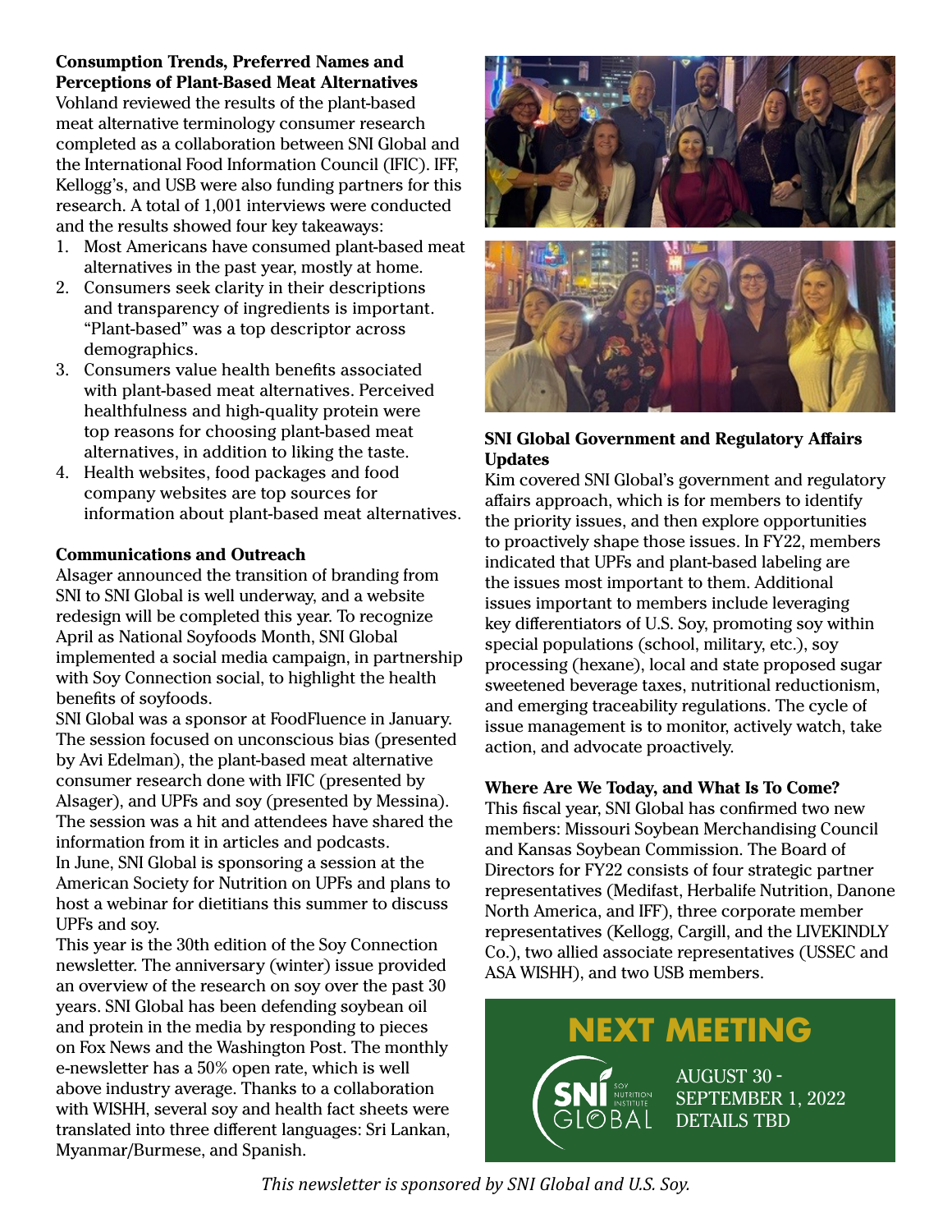**Consumption Trends, Preferred Names and Perceptions of Plant-Based Meat Alternatives**

Vohland reviewed the results of the plant-based meat alternative terminology consumer research completed as a collaboration between SNI Global and the International Food Information Council (IFIC). IFF, Kellogg's, and USB were also funding partners for this research. A total of 1,001 interviews were conducted and the results showed four key takeaways:

1. Most Americans have consumed plant-based meat alternatives in the past year, mostly at home.
2. Consumers seek clarity in their descriptions and transparency of ingredients is important. "Plant-based" was a top descriptor across demographics.
3. Consumers value health benefits associated with plant-based meat alternatives. Perceived healthfulness and high-quality protein were top reasons for choosing plant-based meat alternatives, in addition to liking the taste.
4. Health websites, food packages and food company websites are top sources for information about plant-based meat alternatives.

**Communications and Outreach**

Alsager announced the transition of branding from SNI to SNI Global is well underway, and a website redesign will be completed this year. To recognize April as National Soyfoods Month, SNI Global implemented a social media campaign, in partnership with Soy Connection social, to highlight the health benefits of soyfoods.

SNI Global was a sponsor at FoodFluence in January. The session focused on unconscious bias (presented by Avi Edelman), the plant-based meat alternative consumer research done with IFIC (presented by Alsager), and UPFs and soy (presented by Messina). The session was a hit and attendees have shared the information from it in articles and podcasts.

In June, SNI Global is sponsoring a session at the American Society for Nutrition on UPFs and plans to host a webinar for dietitians this summer to discuss UPFs and soy.

This year is the 30th edition of the Soy Connection newsletter. The anniversary (winter) issue provided an overview of the research on soy over the past 30 years. SNI Global has been defending soybean oil and protein in the media by responding to pieces on Fox News and the Washington Post. The monthly e-newsletter has a 50% open rate, which is well above industry average. Thanks to a collaboration with WISHH, several soy and health fact sheets were translated into three different languages: Sri Lankan, Myanmar/Burmese, and Spanish.

**SNI Global Government and Regulatory Affairs Updates**

Kim covered SNI Global's government and regulatory affairs approach, which is for members to identify the priority issues, and then explore opportunities to proactively shape those issues. In FY22, members indicated that UPFs and plant-based labeling are the issues most important to them. Additional issues important to members include leveraging key differentiators of U.S. Soy, promoting soy within special populations (school, military, etc.), soy processing (hexane), local and state proposed sugar sweetened beverage taxes, nutritional reductionism, and emerging traceability regulations. The cycle of issue management is to monitor, actively watch, take action, and advocate proactively.

**Where Are We Today, and What Is To Come?**

This fiscal year, SNI Global has confirmed two new members: Missouri Soybean Merchandising Council and Kansas Soybean Commission. The Board of Directors for FY22 consists of four strategic partner representatives (Medifast, Herbalife Nutrition, Danone North America, and IFF), three corporate member representatives (Kellogg, Cargill, and the LIVEKINDLY Co.), two allied associate representatives (USSEC and ASA WISHH), and two USB members.

## NEXT MEETING

SNI GLOBAL – SOY NUTRITION INSTITUTE

AUGUST 30 - SEPTEMBER 1, 2022
DETAILS TBD

*This newsletter is sponsored by SNI Global and U.S. Soy.*